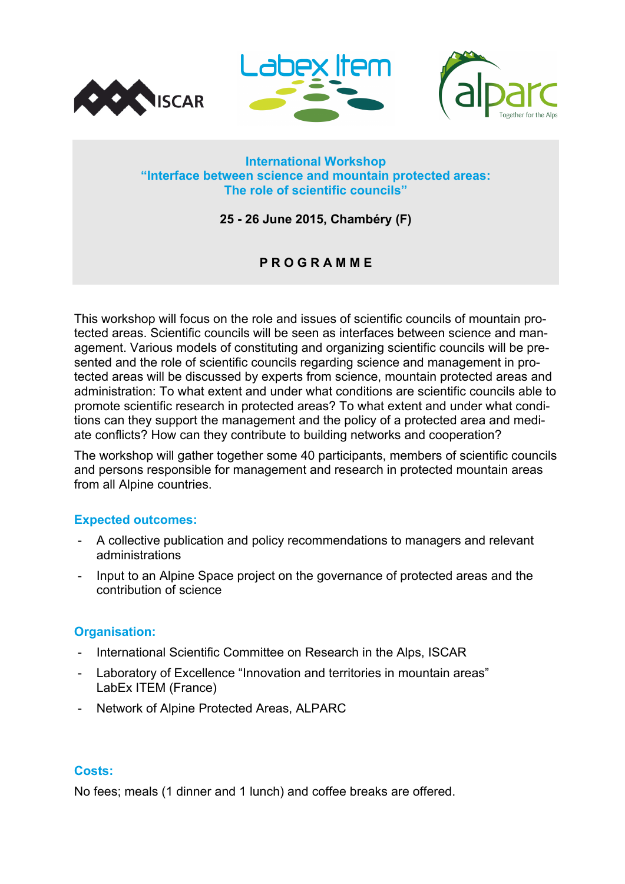# International Workshop
## "Interface between science and mountain protected areas: The role of scientific councils"

**25 - 26 June 2015, Chambéry (F)**

**P R O G R A M M E**

This workshop will focus on the role and issues of scientific councils of mountain protected areas. Scientific councils will be seen as interfaces between science and management. Various models of constituting and organizing scientific councils will be presented and the role of scientific councils regarding science and management in protected areas will be discussed by experts from science, mountain protected areas and administration: To what extent and under what conditions are scientific councils able to promote scientific research in protected areas? To what extent and under what conditions can they support the management and the policy of a protected area and mediate conflicts? How can they contribute to building networks and cooperation?

The workshop will gather together some 40 participants, members of scientific councils and persons responsible for management and research in protected mountain areas from all Alpine countries.

### Expected outcomes:

- A collective publication and policy recommendations to managers and relevant administrations
- Input to an Alpine Space project on the governance of protected areas and the contribution of science

### Organisation:

- International Scientific Committee on Research in the Alps, ISCAR
- Laboratory of Excellence "Innovation and territories in mountain areas" LabEx ITEM (France)
- Network of Alpine Protected Areas, ALPARC

### Costs:

No fees; meals (1 dinner and 1 lunch) and coffee breaks are offered.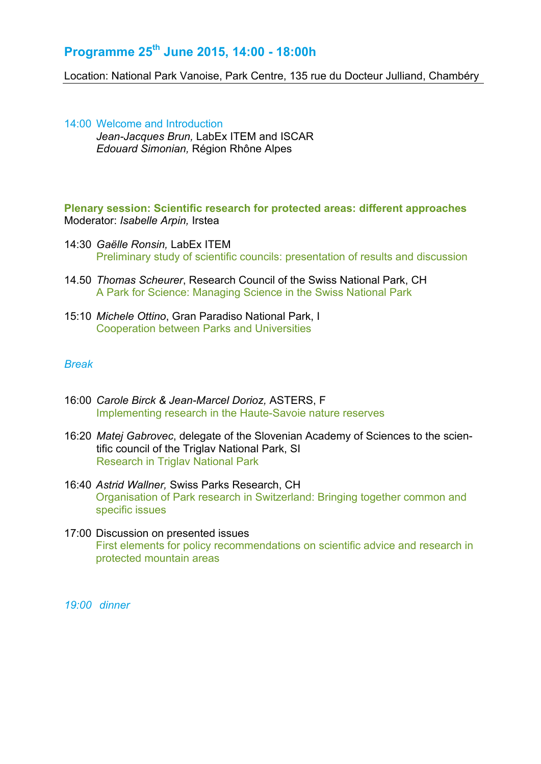## Programme 25th June 2015, 14:00 - 18:00h

Location: National Park Vanoise, Park Centre, 135 rue du Docteur Julliand, Chambéry

14:00 Welcome and Introduction
*Jean-Jacques Brun,* LabEx ITEM and ISCAR
*Edouard Simonian,* Région Rhône Alpes

**Plenary session: Scientific research for protected areas: different approaches**
Moderator: *Isabelle Arpin,* Irstea

14:30 *Gaëlle Ronsin,* LabEx ITEM
Preliminary study of scientific councils: presentation of results and discussion

14.50 *Thomas Scheurer*, Research Council of the Swiss National Park, CH
A Park for Science: Managing Science in the Swiss National Park

15:10 *Michele Ottino*, Gran Paradiso National Park, I
Cooperation between Parks and Universities

*Break*

16:00 *Carole Birck & Jean-Marcel Dorioz,* ASTERS, F
Implementing research in the Haute-Savoie nature reserves

16:20 *Matej Gabrovec*, delegate of the Slovenian Academy of Sciences to the scientific council of the Triglav National Park, SI
Research in Triglav National Park

16:40 *Astrid Wallner,* Swiss Parks Research, CH
Organisation of Park research in Switzerland: Bringing together common and specific issues

17:00 Discussion on presented issues
First elements for policy recommendations on scientific advice and research in protected mountain areas

*19:00 dinner*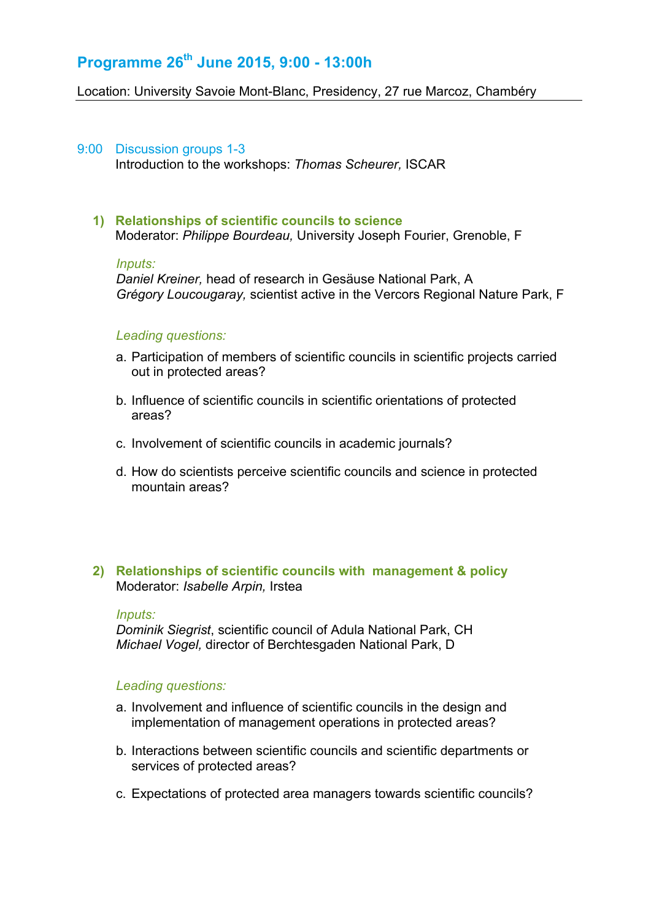## Programme 26th June 2015, 9:00 - 13:00h

Location: University Savoie Mont-Blanc, Presidency, 27 rue Marcoz, Chambéry

---

9:00 Discussion groups 1-3

Introduction to the workshops: *Thomas Scheurer,* ISCAR

### 1) Relationships of scientific councils to science

Moderator: *Philippe Bourdeau,* University Joseph Fourier, Grenoble, F

*Inputs:*

*Daniel Kreiner,* head of research in Gesäuse National Park, A

*Grégory Loucougaray,* scientist active in the Vercors Regional Nature Park, F

*Leading questions:*

a. Participation of members of scientific councils in scientific projects carried out in protected areas?

b. Influence of scientific councils in scientific orientations of protected areas?

c. Involvement of scientific councils in academic journals?

d. How do scientists perceive scientific councils and science in protected mountain areas?

### 2) Relationships of scientific councils with management & policy

Moderator: *Isabelle Arpin,* Irstea

*Inputs:*

*Dominik Siegrist*, scientific council of Adula National Park, CH

*Michael Vogel,* director of Berchtesgaden National Park, D

*Leading questions:*

a. Involvement and influence of scientific councils in the design and implementation of management operations in protected areas?

b. Interactions between scientific councils and scientific departments or services of protected areas?

c. Expectations of protected area managers towards scientific councils?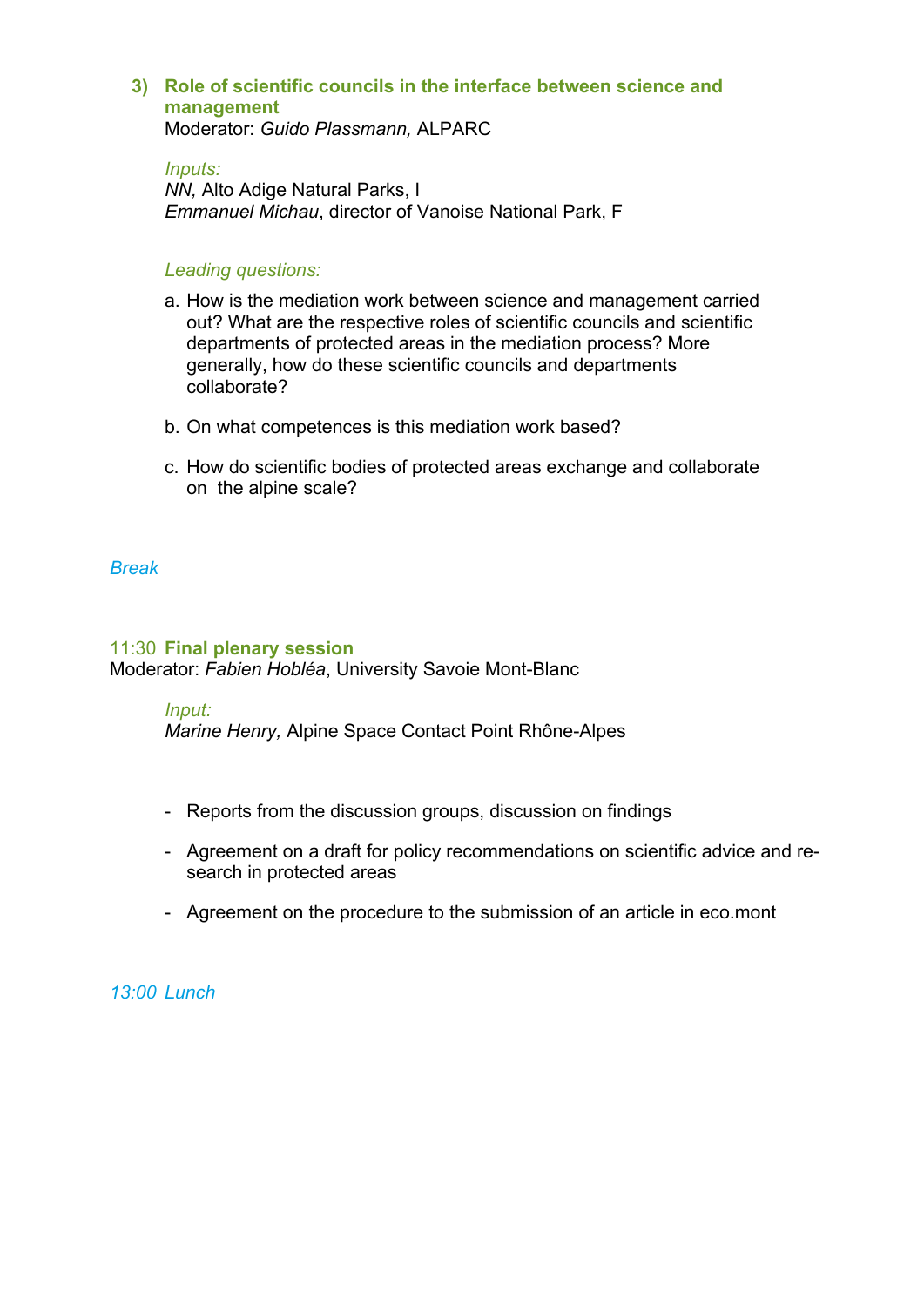### 3) Role of scientific councils in the interface between science and management

Moderator: *Guido Plassmann,* ALPARC

*Inputs:*
*NN,* Alto Adige Natural Parks, I
*Emmanuel Michau*, director of Vanoise National Park, F

*Leading questions:*

a. How is the mediation work between science and management carried out? What are the respective roles of scientific councils and scientific departments of protected areas in the mediation process? More generally, how do these scientific councils and departments collaborate?

b. On what competences is this mediation work based?

c. How do scientific bodies of protected areas exchange and collaborate on the alpine scale?

*Break*

## 11:30 Final plenary session

Moderator: *Fabien Hobléa*, University Savoie Mont-Blanc

*Input:*
*Marine Henry,* Alpine Space Contact Point Rhône-Alpes

- Reports from the discussion groups, discussion on findings
- Agreement on a draft for policy recommendations on scientific advice and research in protected areas
- Agreement on the procedure to the submission of an article in eco.mont

*13:00 Lunch*